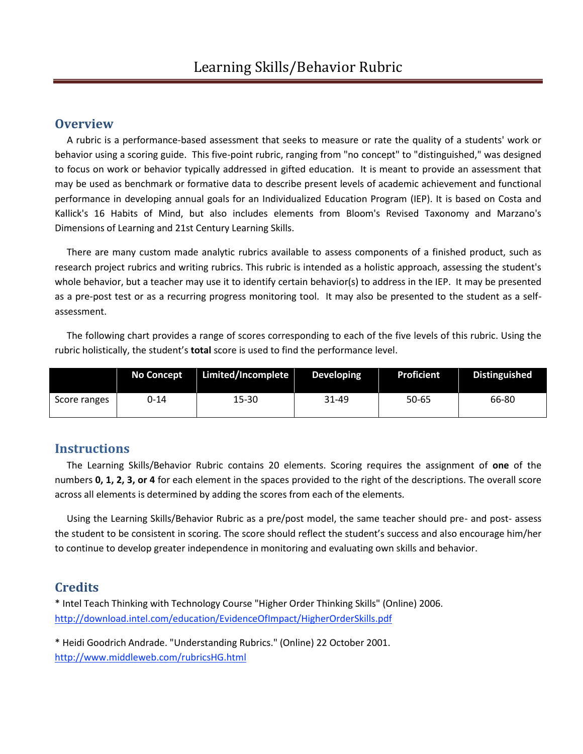# Learning Skills/Behavior Rubric

## Overview

A rubric is a performance-based assessment that seeks to measure or rate the quality of a students' work or behavior using a scoring guide. This five-point rubric, ranging from "no concept" to "distinguished," was designed to focus on work or behavior typically addressed in gifted education. It is meant to provide an assessment that may be used as benchmark or formative data to describe present levels of academic achievement and functional performance in developing annual goals for an Individualized Education Program (IEP). It is based on Costa and Kallick's 16 Habits of Mind, but also includes elements from Bloom's Revised Taxonomy and Marzano's Dimensions of Learning and 21st Century Learning Skills.

There are many custom made analytic rubrics available to assess components of a finished product, such as research project rubrics and writing rubrics. This rubric is intended as a holistic approach, assessing the student's whole behavior, but a teacher may use it to identify certain behavior(s) to address in the IEP. It may be presented as a pre-post test or as a recurring progress monitoring tool. It may also be presented to the student as a self-assessment.

The following chart provides a range of scores corresponding to each of the five levels of this rubric. Using the rubric holistically, the student's **total** score is used to find the performance level.

| | No Concept | Limited/Incomplete | Developing | Proficient | Distinguished |
|---|---|---|---|---|---|
| Score ranges | 0-14 | 15-30 | 31-49 | 50-65 | 66-80 |

## Instructions

The Learning Skills/Behavior Rubric contains 20 elements. Scoring requires the assignment of **one** of the numbers **0, 1, 2, 3, or 4** for each element in the spaces provided to the right of the descriptions. The overall score across all elements is determined by adding the scores from each of the elements.

Using the Learning Skills/Behavior Rubric as a pre/post model, the same teacher should pre- and post- assess the student to be consistent in scoring. The score should reflect the student's success and also encourage him/her to continue to develop greater independence in monitoring and evaluating own skills and behavior.

## Credits

* Intel Teach Thinking with Technology Course "Higher Order Thinking Skills" (Online) 2006.
http://download.intel.com/education/EvidenceOfImpact/HigherOrderSkills.pdf

* Heidi Goodrich Andrade. "Understanding Rubrics." (Online) 22 October 2001.
http://www.middleweb.com/rubricsHG.html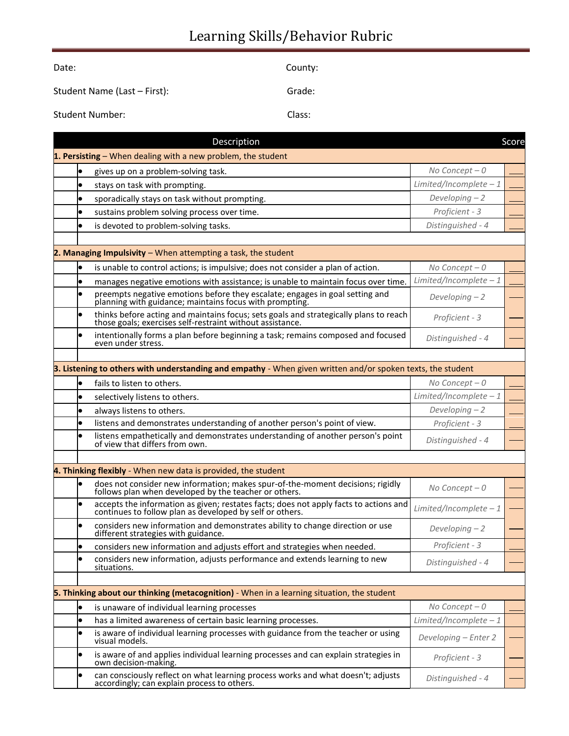# Learning Skills/Behavior Rubric

Date:

County:

Student Name (Last – First):

Grade:

Student Number:

Class:

| Description | | Score |
|---|---|---|
| **1. Persisting** – When dealing with a new problem, the student | | |
| • gives up on a problem-solving task. | *No Concept – 0* | ___ |
| • stays on task with prompting. | *Limited/Incomplete – 1* | ___ |
| • sporadically stays on task without prompting. | *Developing – 2* | ___ |
| • sustains problem solving process over time. | *Proficient - 3* | ___ |
| • is devoted to problem-solving tasks. | *Distinguished - 4* | ___ |
| **2. Managing Impulsivity** – When attempting a task, the student | | |
| • is unable to control actions; is impulsive; does not consider a plan of action. | *No Concept – 0* | ___ |
| • manages negative emotions with assistance; is unable to maintain focus over time. | *Limited/Incomplete – 1* | ___ |
| • preempts negative emotions before they escalate; engages in goal setting and planning with guidance; maintains focus with prompting. | *Developing – 2* | ___ |
| • thinks before acting and maintains focus; sets goals and strategically plans to reach those goals; exercises self-restraint without assistance. | *Proficient - 3* | ___ |
| • intentionally forms a plan before beginning a task; remains composed and focused even under stress. | *Distinguished - 4* | ___ |
| **3. Listening to others with understanding and empathy** - When given written and/or spoken texts, the student | | |
| • fails to listen to others. | *No Concept – 0* | ___ |
| • selectively listens to others. | *Limited/Incomplete – 1* | ___ |
| • always listens to others. | *Developing – 2* | ___ |
| • listens and demonstrates understanding of another person's point of view. | *Proficient - 3* | ___ |
| • listens empathetically and demonstrates understanding of another person's point of view that differs from own. | *Distinguished - 4* | ___ |
| **4. Thinking flexibly** - When new data is provided, the student | | |
| • does not consider new information; makes spur-of-the-moment decisions; rigidly follows plan when developed by the teacher or others. | *No Concept – 0* | ___ |
| • accepts the information as given; restates facts; does not apply facts to actions and continues to follow plan as developed by self or others. | *Limited/Incomplete – 1* | ___ |
| • considers new information and demonstrates ability to change direction or use different strategies with guidance. | *Developing – 2* | ___ |
| • considers new information and adjusts effort and strategies when needed. | *Proficient - 3* | ___ |
| • considers new information, adjusts performance and extends learning to new situations. | *Distinguished - 4* | ___ |
| **5. Thinking about our thinking (metacognition)** - When in a learning situation, the student | | |
| • is unaware of individual learning processes | *No Concept – 0* | ___ |
| • has a limited awareness of certain basic learning processes. | *Limited/Incomplete – 1* | |
| • is aware of individual learning processes with guidance from the teacher or using visual models. | *Developing – Enter 2* | ___ |
| • is aware of and applies individual learning processes and can explain strategies in own decision-making. | *Proficient - 3* | ___ |
| • can consciously reflect on what learning process works and what doesn't; adjusts accordingly; can explain process to others. | *Distinguished - 4* | ___ |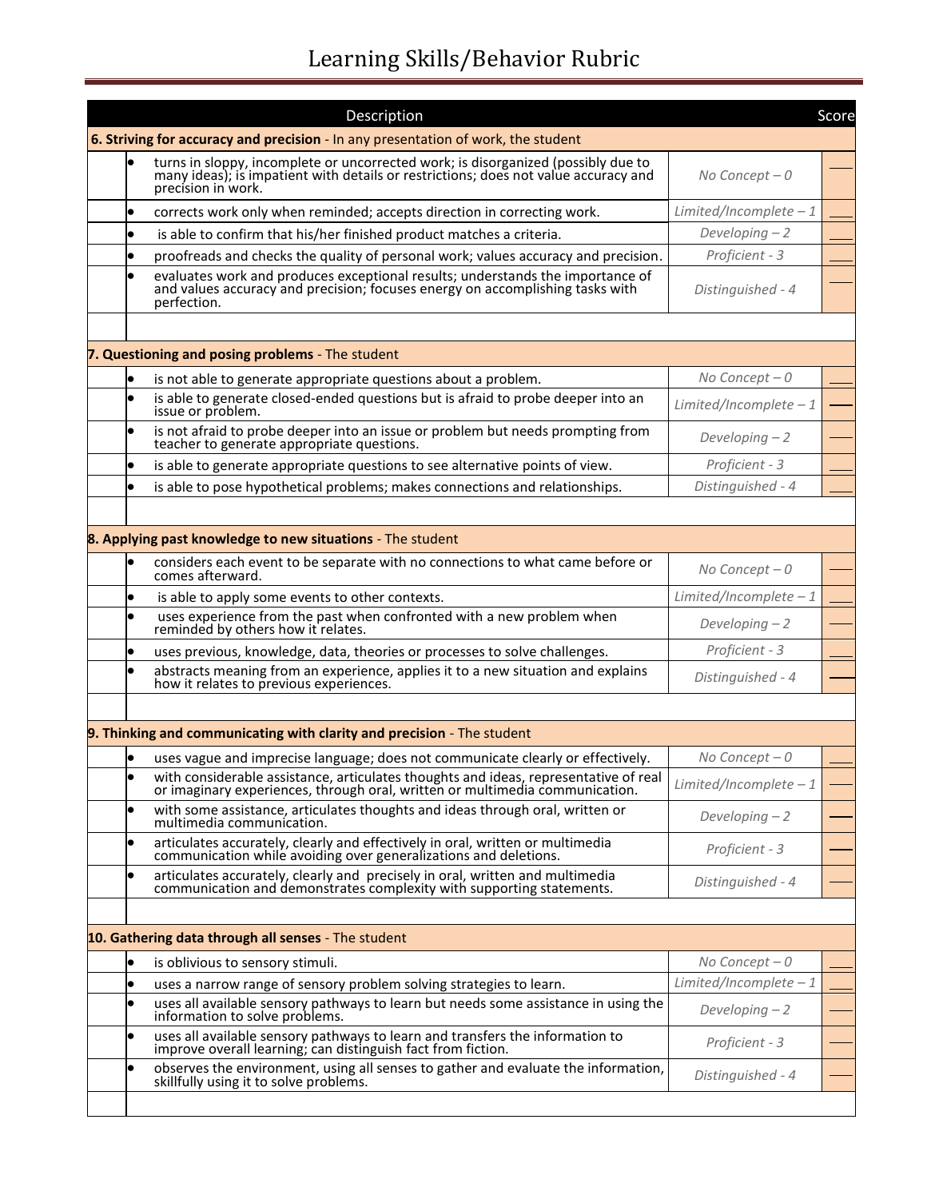# Learning Skills/Behavior Rubric

| | Description | | Score |
|---|---|---|---|
| **6. Striving for accuracy and precision** - In any presentation of work, the student | | | |
| | • turns in sloppy, incomplete or uncorrected work; is disorganized (possibly due to many ideas); is impatient with details or restrictions; does not value accuracy and precision in work. | *No Concept – 0* | ___ |
| | • corrects work only when reminded; accepts direction in correcting work. | *Limited/Incomplete – 1* | ___ |
| | • is able to confirm that his/her finished product matches a criteria. | *Developing – 2* | ___ |
| | • proofreads and checks the quality of personal work; values accuracy and precision. | *Proficient - 3* | ___ |
| | • evaluates work and produces exceptional results; understands the importance of and values accuracy and precision; focuses energy on accomplishing tasks with perfection. | *Distinguished - 4* | ___ |
| | | | |
| **7. Questioning and posing problems** - The student | | | |
| | • is not able to generate appropriate questions about a problem. | *No Concept – 0* | ___ |
| | • is able to generate closed-ended questions but is afraid to probe deeper into an issue or problem. | *Limited/Incomplete – 1* | ___ |
| | • is not afraid to probe deeper into an issue or problem but needs prompting from teacher to generate appropriate questions. | *Developing – 2* | ___ |
| | • is able to generate appropriate questions to see alternative points of view. | *Proficient - 3* | ___ |
| | • is able to pose hypothetical problems; makes connections and relationships. | *Distinguished - 4* | ___ |
| | | | |
| **8. Applying past knowledge to new situations** - The student | | | |
| | • considers each event to be separate with no connections to what came before or comes afterward. | *No Concept – 0* | ___ |
| | • is able to apply some events to other contexts. | *Limited/Incomplete – 1* | ___ |
| | • uses experience from the past when confronted with a new problem when reminded by others how it relates. | *Developing – 2* | ___ |
| | • uses previous, knowledge, data, theories or processes to solve challenges. | *Proficient - 3* | ___ |
| | • abstracts meaning from an experience, applies it to a new situation and explains how it relates to previous experiences. | *Distinguished - 4* | ___ |
| | | | |
| **9. Thinking and communicating with clarity and precision** - The student | | | |
| | • uses vague and imprecise language; does not communicate clearly or effectively. | *No Concept – 0* | ___ |
| | • with considerable assistance, articulates thoughts and ideas, representative of real or imaginary experiences, through oral, written or multimedia communication. | *Limited/Incomplete – 1* | ___ |
| | • with some assistance, articulates thoughts and ideas through oral, written or multimedia communication. | *Developing – 2* | ___ |
| | • articulates accurately, clearly and effectively in oral, written or multimedia communication while avoiding over generalizations and deletions. | *Proficient - 3* | ___ |
| | • articulates accurately, clearly and precisely in oral, written and multimedia communication and demonstrates complexity with supporting statements. | *Distinguished - 4* | ___ |
| | | | |
| **10. Gathering data through all senses** - The student | | | |
| | • is oblivious to sensory stimuli. | *No Concept – 0* | ___ |
| | • uses a narrow range of sensory problem solving strategies to learn. | *Limited/Incomplete – 1* | ___ |
| | • uses all available sensory pathways to learn but needs some assistance in using the information to solve problems. | *Developing – 2* | ___ |
| | • uses all available sensory pathways to learn and transfers the information to improve overall learning; can distinguish fact from fiction. | *Proficient - 3* | ___ |
| | • observes the environment, using all senses to gather and evaluate the information, skillfully using it to solve problems. | *Distinguished - 4* | ___ |
| | | | |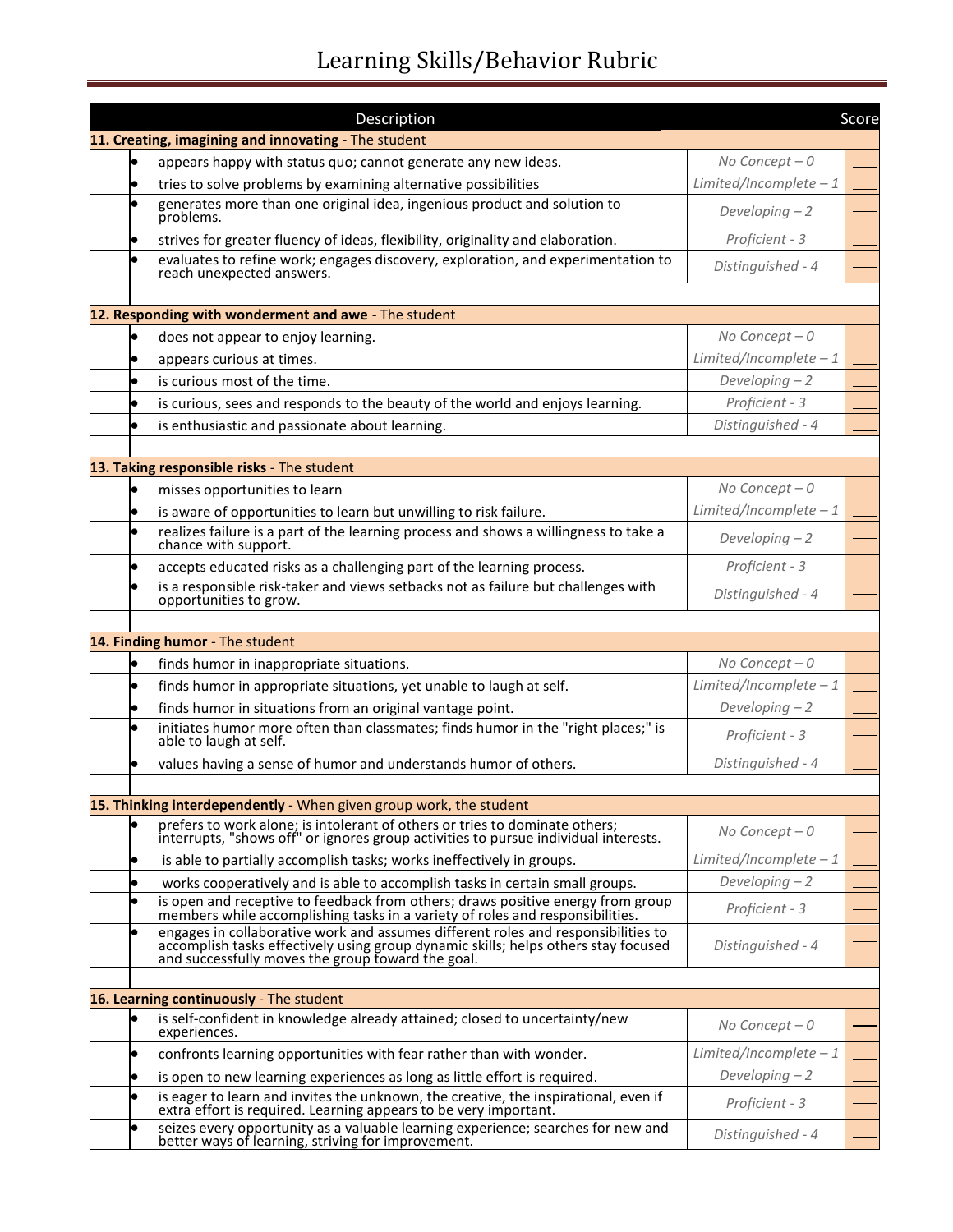# Learning Skills/Behavior Rubric

| Description | | Score |
|---|---|---|
| **11. Creating, imagining and innovating** - The student | | |
| • appears happy with status quo; cannot generate any new ideas. | *No Concept – 0* | ___ |
| • tries to solve problems by examining alternative possibilities | *Limited/Incomplete – 1* | ___ |
| • generates more than one original idea, ingenious product and solution to problems. | *Developing – 2* | ___ |
| • strives for greater fluency of ideas, flexibility, originality and elaboration. | *Proficient - 3* | ___ |
| • evaluates to refine work; engages discovery, exploration, and experimentation to reach unexpected answers. | *Distinguished - 4* | ___ |
| | | |
| **12. Responding with wonderment and awe** - The student | | |
| • does not appear to enjoy learning. | *No Concept – 0* | ___ |
| • appears curious at times. | *Limited/Incomplete – 1* | ___ |
| • is curious most of the time. | *Developing – 2* | ___ |
| • is curious, sees and responds to the beauty of the world and enjoys learning. | *Proficient - 3* | ___ |
| • is enthusiastic and passionate about learning. | *Distinguished - 4* | ___ |
| | | |
| **13. Taking responsible risks** - The student | | |
| • misses opportunities to learn | *No Concept – 0* | ___ |
| • is aware of opportunities to learn but unwilling to risk failure. | *Limited/Incomplete – 1* | ___ |
| • realizes failure is a part of the learning process and shows a willingness to take a chance with support. | *Developing – 2* | ___ |
| • accepts educated risks as a challenging part of the learning process. | *Proficient - 3* | ___ |
| • is a responsible risk-taker and views setbacks not as failure but challenges with opportunities to grow. | *Distinguished - 4* | ___ |
| | | |
| **14. Finding humor** - The student | | |
| • finds humor in inappropriate situations. | *No Concept – 0* | ___ |
| • finds humor in appropriate situations, yet unable to laugh at self. | *Limited/Incomplete – 1* | ___ |
| • finds humor in situations from an original vantage point. | *Developing – 2* | ___ |
| • initiates humor more often than classmates; finds humor in the "right places;" is able to laugh at self. | *Proficient - 3* | ___ |
| • values having a sense of humor and understands humor of others. | *Distinguished - 4* | ___ |
| | | |
| **15. Thinking interdependently** - When given group work, the student | | |
| • prefers to work alone; is intolerant of others or tries to dominate others; interrupts, "shows off" or ignores group activities to pursue individual interests. | *No Concept – 0* | ___ |
| • is able to partially accomplish tasks; works ineffectively in groups. | *Limited/Incomplete – 1* | ___ |
| • works cooperatively and is able to accomplish tasks in certain small groups. | *Developing – 2* | ___ |
| • is open and receptive to feedback from others; draws positive energy from group members while accomplishing tasks in a variety of roles and responsibilities. | *Proficient - 3* | ___ |
| • engages in collaborative work and assumes different roles and responsibilities to accomplish tasks effectively using group dynamic skills; helps others stay focused and successfully moves the group toward the goal. | *Distinguished - 4* | ___ |
| | | |
| **16. Learning continuously** - The student | | |
| • is self-confident in knowledge already attained; closed to uncertainty/new experiences. | *No Concept – 0* | ___ |
| • confronts learning opportunities with fear rather than with wonder. | *Limited/Incomplete – 1* | ___ |
| • is open to new learning experiences as long as little effort is required. | *Developing – 2* | ___ |
| • is eager to learn and invites the unknown, the creative, the inspirational, even if extra effort is required. Learning appears to be very important. | *Proficient - 3* | ___ |
| • seizes every opportunity as a valuable learning experience; searches for new and better ways of learning, striving for improvement. | *Distinguished - 4* | ___ |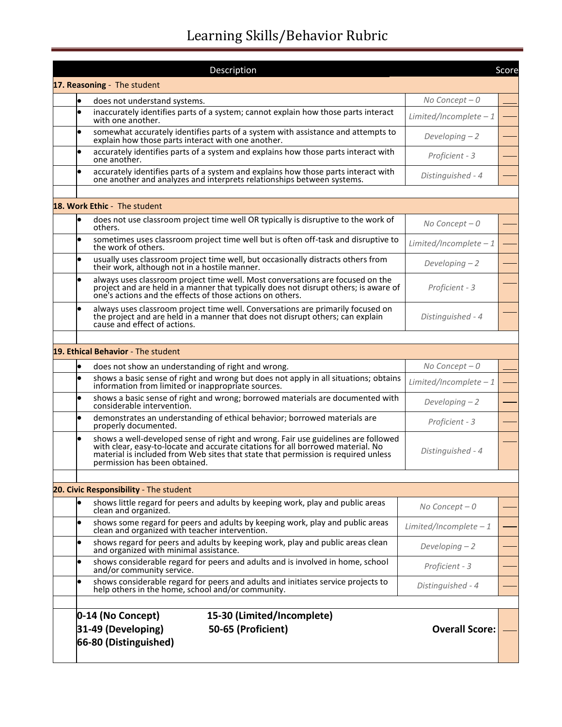# Learning Skills/Behavior Rubric

| Description | | Score |
|---|---|---|
| **17. Reasoning** - The student | | |
| • does not understand systems. | *No Concept – 0* | ___ |
| • inaccurately identifies parts of a system; cannot explain how those parts interact with one another. | *Limited/Incomplete – 1* | ___ |
| • somewhat accurately identifies parts of a system with assistance and attempts to explain how those parts interact with one another. | *Developing – 2* | ___ |
| • accurately identifies parts of a system and explains how those parts interact with one another. | *Proficient - 3* | ___ |
| • accurately identifies parts of a system and explains how those parts interact with one another and analyzes and interprets relationships between systems. | *Distinguished - 4* | ___ |
| **18. Work Ethic** - The student | | |
| • does not use classroom project time well OR typically is disruptive to the work of others. | *No Concept – 0* | ___ |
| • sometimes uses classroom project time well but is often off-task and disruptive to the work of others. | *Limited/Incomplete – 1* | ___ |
| • usually uses classroom project time well, but occasionally distracts others from their work, although not in a hostile manner. | *Developing – 2* | ___ |
| • always uses classroom project time well. Most conversations are focused on the project and are held in a manner that typically does not disrupt others; is aware of one's actions and the effects of those actions on others. | *Proficient - 3* | ___ |
| • always uses classroom project time well. Conversations are primarily focused on the project and are held in a manner that does not disrupt others; can explain cause and effect of actions. | *Distinguished - 4* | ___ |
| **19. Ethical Behavior** - The student | | |
| • does not show an understanding of right and wrong. | *No Concept – 0* | ___ |
| • shows a basic sense of right and wrong but does not apply in all situations; obtains information from limited or inappropriate sources. | *Limited/Incomplete – 1* | ___ |
| • shows a basic sense of right and wrong; borrowed materials are documented with considerable intervention. | *Developing – 2* | ___ |
| • demonstrates an understanding of ethical behavior; borrowed materials are properly documented. | *Proficient - 3* | ___ |
| • shows a well-developed sense of right and wrong. Fair use guidelines are followed with clear, easy-to-locate and accurate citations for all borrowed material. No material is included from Web sites that state that permission is required unless permission has been obtained. | *Distinguished - 4* | ___ |
| **20. Civic Responsibility** - The student | | |
| • shows little regard for peers and adults by keeping work, play and public areas clean and organized. | *No Concept – 0* | ___ |
| • shows some regard for peers and adults by keeping work, play and public areas clean and organized with teacher intervention. | *Limited/Incomplete – 1* | ___ |
| • shows regard for peers and adults by keeping work, play and public areas clean and organized with minimal assistance. | *Developing – 2* | ___ |
| • shows considerable regard for peers and adults and is involved in home, school and/or community service. | *Proficient - 3* | ___ |
| • shows considerable regard for peers and adults and initiates service projects to help others in the home, school and/or community. | *Distinguished - 4* | ___ |
| **0-14 (No Concept)** **15-30 (Limited/Incomplete)** **31-49 (Developing)** **50-65 (Proficient)** **66-80 (Distinguished)** | **Overall Score:** | ___ |